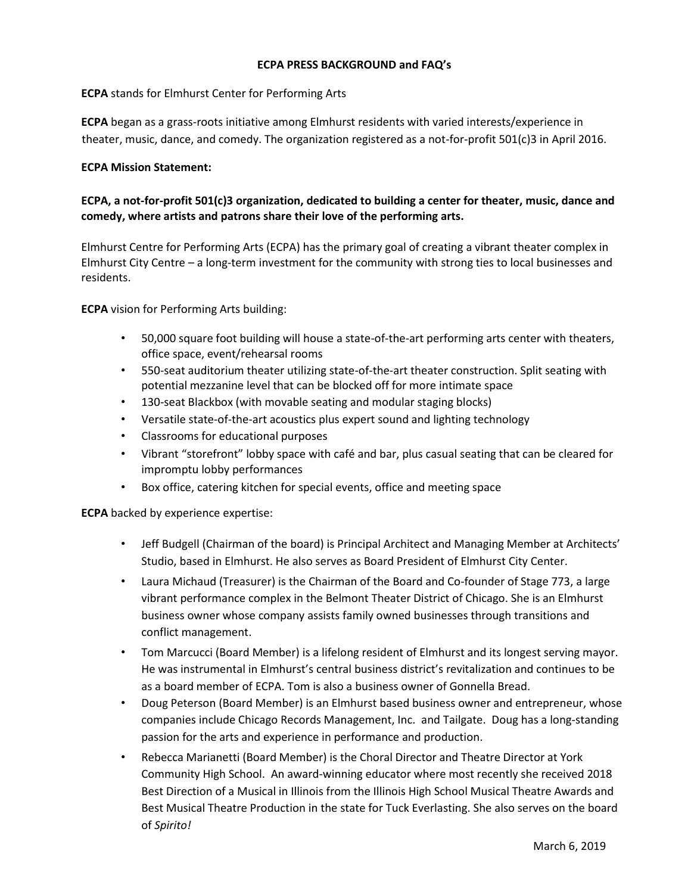# ECPA PRESS BACKGROUND and FAQ's

**ECPA** stands for Elmhurst Center for Performing Arts

**ECPA** began as a grass-roots initiative among Elmhurst residents with varied interests/experience in theater, music, dance, and comedy. The organization registered as a not-for-profit 501(c)3 in April 2016.

**ECPA Mission Statement:**

**ECPA, a not-for-profit 501(c)3 organization, dedicated to building a center for theater, music, dance and comedy, where artists and patrons share their love of the performing arts.**

Elmhurst Centre for Performing Arts (ECPA) has the primary goal of creating a vibrant theater complex in Elmhurst City Centre – a long-term investment for the community with strong ties to local businesses and residents.

**ECPA** vision for Performing Arts building:

- 50,000 square foot building will house a state-of-the-art performing arts center with theaters, office space, event/rehearsal rooms
- 550-seat auditorium theater utilizing state-of-the-art theater construction. Split seating with potential mezzanine level that can be blocked off for more intimate space
- 130-seat Blackbox (with movable seating and modular staging blocks)
- Versatile state-of-the-art acoustics plus expert sound and lighting technology
- Classrooms for educational purposes
- Vibrant "storefront" lobby space with café and bar, plus casual seating that can be cleared for impromptu lobby performances
- Box office, catering kitchen for special events, office and meeting space

**ECPA** backed by experience expertise:

- Jeff Budgell (Chairman of the board) is Principal Architect and Managing Member at Architects' Studio, based in Elmhurst. He also serves as Board President of Elmhurst City Center.
- Laura Michaud (Treasurer) is the Chairman of the Board and Co-founder of Stage 773, a large vibrant performance complex in the Belmont Theater District of Chicago. She is an Elmhurst business owner whose company assists family owned businesses through transitions and conflict management.
- Tom Marcucci (Board Member) is a lifelong resident of Elmhurst and its longest serving mayor. He was instrumental in Elmhurst's central business district's revitalization and continues to be as a board member of ECPA. Tom is also a business owner of Gonnella Bread.
- Doug Peterson (Board Member) is an Elmhurst based business owner and entrepreneur, whose companies include Chicago Records Management, Inc. and Tailgate. Doug has a long-standing passion for the arts and experience in performance and production.
- Rebecca Marianetti (Board Member) is the Choral Director and Theatre Director at York Community High School. An award-winning educator where most recently she received 2018 Best Direction of a Musical in Illinois from the Illinois High School Musical Theatre Awards and Best Musical Theatre Production in the state for Tuck Everlasting. She also serves on the board of *Spirito!*

March 6, 2019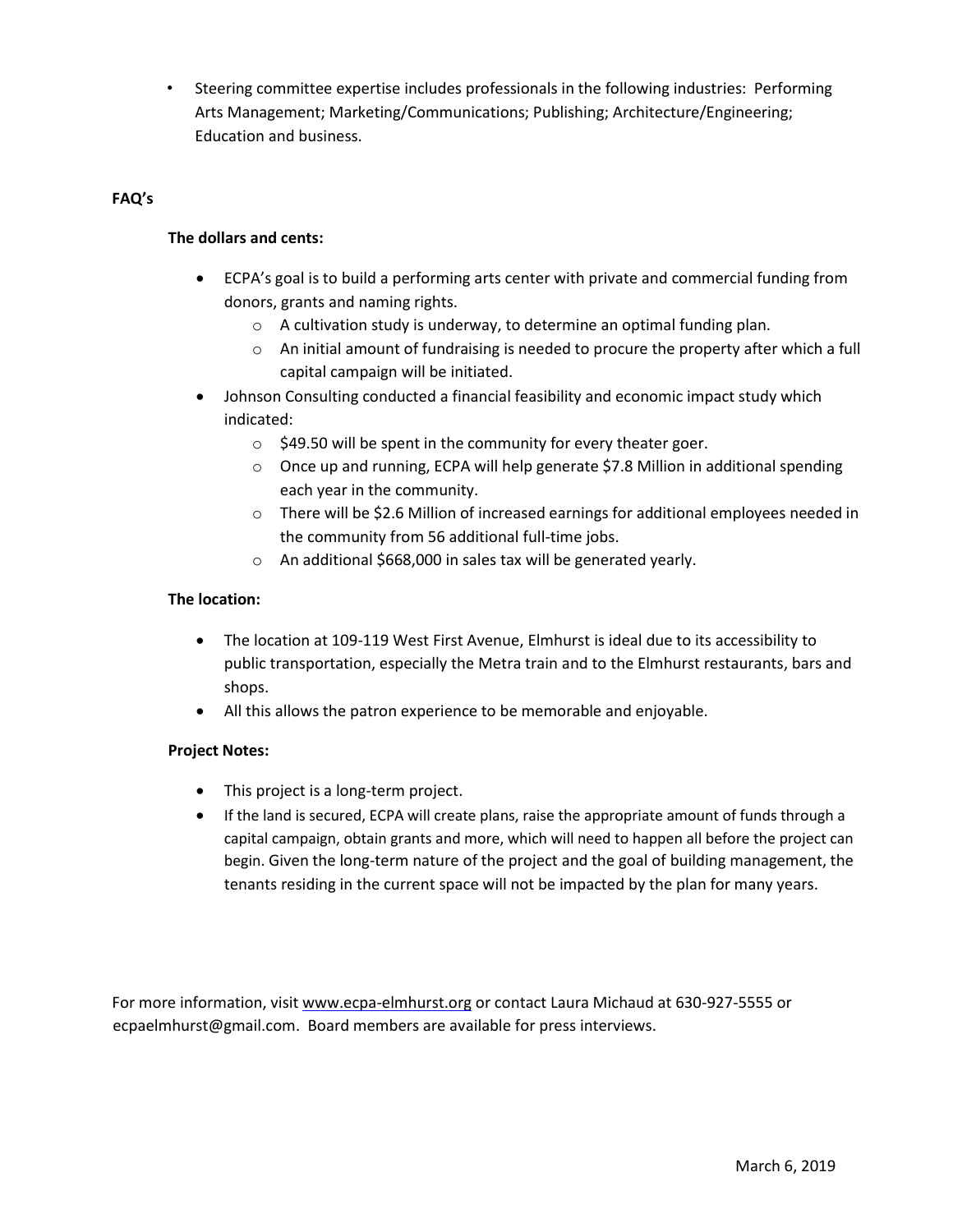- Steering committee expertise includes professionals in the following industries: Performing Arts Management; Marketing/Communications; Publishing; Architecture/Engineering; Education and business.

**FAQ's**

**The dollars and cents:**

- ECPA's goal is to build a performing arts center with private and commercial funding from donors, grants and naming rights.
  - A cultivation study is underway, to determine an optimal funding plan.
  - An initial amount of fundraising is needed to procure the property after which a full capital campaign will be initiated.
- Johnson Consulting conducted a financial feasibility and economic impact study which indicated:
  - $49.50 will be spent in the community for every theater goer.
  - Once up and running, ECPA will help generate $7.8 Million in additional spending each year in the community.
  - There will be $2.6 Million of increased earnings for additional employees needed in the community from 56 additional full-time jobs.
  - An additional $668,000 in sales tax will be generated yearly.

**The location:**

- The location at 109-119 West First Avenue, Elmhurst is ideal due to its accessibility to public transportation, especially the Metra train and to the Elmhurst restaurants, bars and shops.
- All this allows the patron experience to be memorable and enjoyable.

**Project Notes:**

- This project is a long-term project.
- If the land is secured, ECPA will create plans, raise the appropriate amount of funds through a capital campaign, obtain grants and more, which will need to happen all before the project can begin. Given the long-term nature of the project and the goal of building management, the tenants residing in the current space will not be impacted by the plan for many years.

For more information, visit www.ecpa-elmhurst.org or contact Laura Michaud at 630-927-5555 or ecpaelmhurst@gmail.com. Board members are available for press interviews.

March 6, 2019